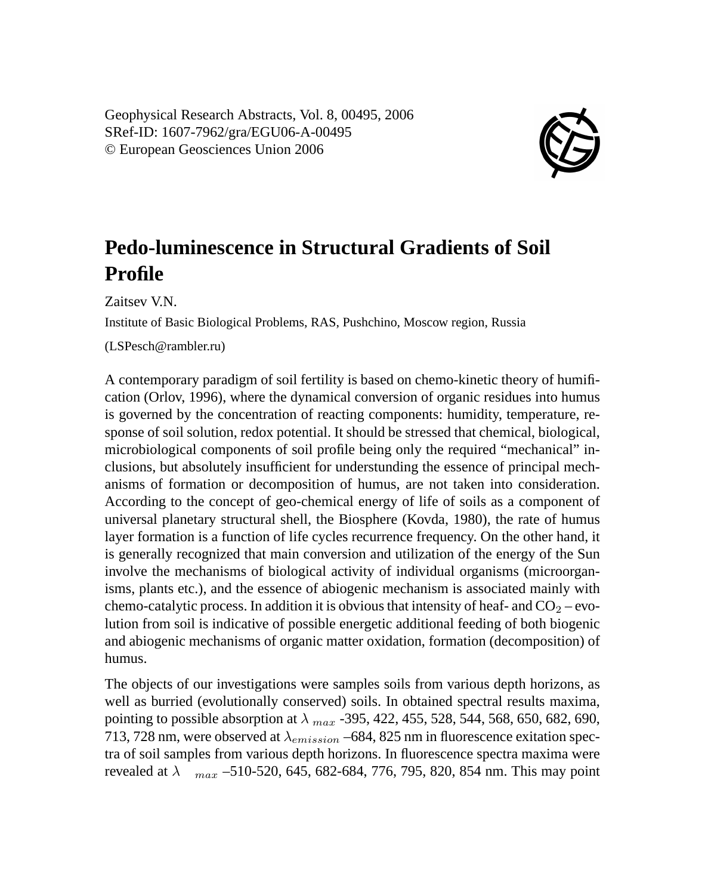Geophysical Research Abstracts, Vol. 8, 00495, 2006
SRef-ID: 1607-7962/gra/EGU06-A-00495
© European Geosciences Union 2006

# Pedo-luminescence in Structural Gradients of Soil Profile

Zaitsev V.N.

Institute of Basic Biological Problems, RAS, Pushchino, Moscow region, Russia

(LSPesch@rambler.ru)

A contemporary paradigm of soil fertility is based on chemo-kinetic theory of humification (Orlov, 1996), where the dynamical conversion of organic residues into humus is governed by the concentration of reacting components: humidity, temperature, response of soil solution, redox potential. It should be stressed that chemical, biological, microbiological components of soil profile being only the required "mechanical" inclusions, but absolutely insufficient for understunding the essence of principal mechanisms of formation or decomposition of humus, are not taken into consideration. According to the concept of geo-chemical energy of life of soils as a component of universal planetary structural shell, the Biosphere (Kovda, 1980), the rate of humus layer formation is a function of life cycles recurrence frequency. On the other hand, it is generally recognized that main conversion and utilization of the energy of the Sun involve the mechanisms of biological activity of individual organisms (microorganisms, plants etc.), and the essence of abiogenic mechanism is associated mainly with chemo-catalytic process. In addition it is obvious that intensity of heaf- and $CO_2$ – evolution from soil is indicative of possible energetic additional feeding of both biogenic and abiogenic mechanisms of organic matter oxidation, formation (decomposition) of humus.

The objects of our investigations were samples soils from various depth horizons, as well as burried (evolutionally conserved) soils. In obtained spectral results maxima, pointing to possible absorption at $\lambda_{max}$ -395, 422, 455, 528, 544, 568, 650, 682, 690, 713, 728 nm, were observed at $\lambda_{emission}$ –684, 825 nm in fluorescence exitation spectra of soil samples from various depth horizons. In fluorescence spectra maxima were revealed at $\lambda_{max}$ –510-520, 645, 682-684, 776, 795, 820, 854 nm. This may point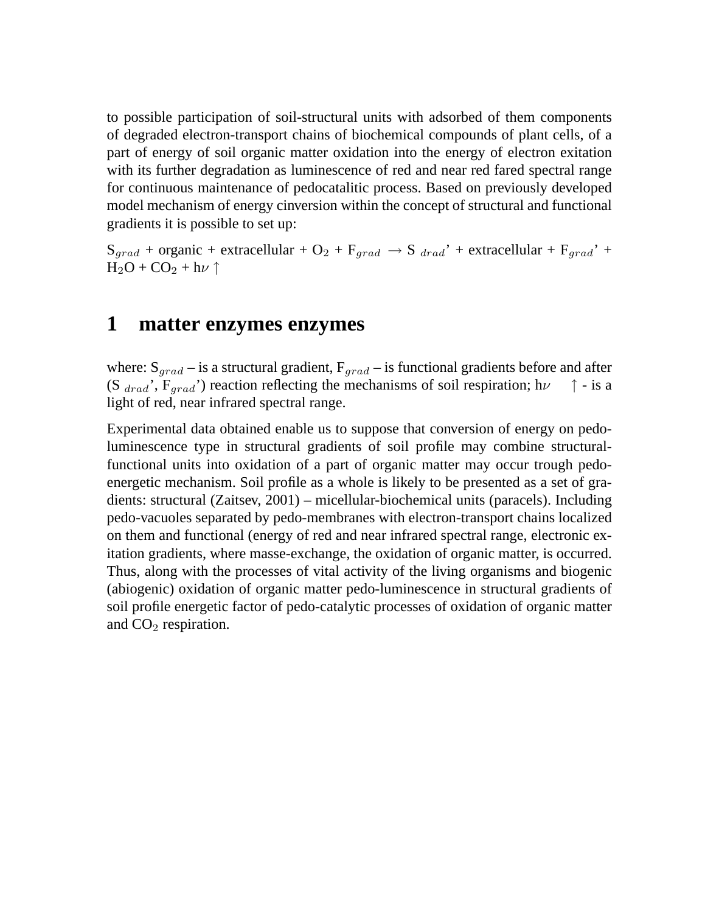to possible participation of soil-structural units with adsorbed of them components of degraded electron-transport chains of biochemical compounds of plant cells, of a part of energy of soil organic matter oxidation into the energy of electron exitation with its further degradation as luminescence of red and near red fared spectral range for continuous maintenance of pedocatalitic process. Based on previously developed model mechanism of energy cinversion within the concept of structural and functional gradients it is possible to set up:

$S_{grad}$ + organic + extracellular + $O_2$ + $F_{grad}$ $\rightarrow$ S $_{drad}$' + extracellular + $F_{grad}$' + $H_2O$ + $CO_2$ + h$\nu$ $\uparrow$

# 1 matter enzymes enzymes

where: $S_{grad}$ – is a structural gradient, $F_{grad}$ – is functional gradients before and after (S $_{drad}$', $F_{grad}$') reaction reflecting the mechanisms of soil respiration; h$\nu$ $\uparrow$ - is a light of red, near infrared spectral range.

Experimental data obtained enable us to suppose that conversion of energy on pedo-luminescence type in structural gradients of soil profile may combine structural-functional units into oxidation of a part of organic matter may occur trough pedo-energetic mechanism. Soil profile as a whole is likely to be presented as a set of gradients: structural (Zaitsev, 2001) – micellular-biochemical units (paracels). Including pedo-vacuoles separated by pedo-membranes with electron-transport chains localized on them and functional (energy of red and near infrared spectral range, electronic exitation gradients, where masse-exchange, the oxidation of organic matter, is occurred. Thus, along with the processes of vital activity of the living organisms and biogenic (abiogenic) oxidation of organic matter pedo-luminescence in structural gradients of soil profile energetic factor of pedo-catalytic processes of oxidation of organic matter and $CO_2$ respiration.